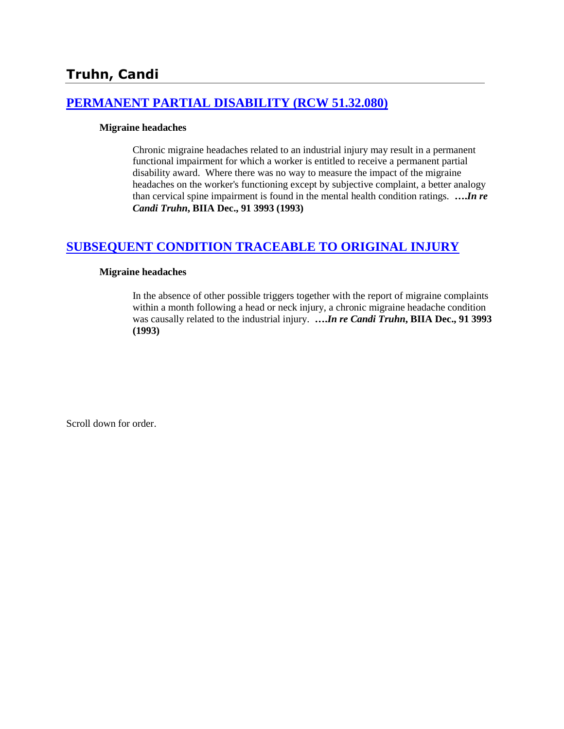## Truhn, Candi

### [PERMANENT PARTIAL DISABILITY (RCW 51.32.080)]

**Migraine headaches**

> Chronic migraine headaches related to an industrial injury may result in a permanent functional impairment for which a worker is entitled to receive a permanent partial disability award. Where there was no way to measure the impact of the migraine headaches on the worker's functioning except by subjective complaint, a better analogy than cervical spine impairment is found in the mental health condition ratings. ***….In re Candi Truhn*, BIIA Dec., 91 3993 (1993)**

### [SUBSEQUENT CONDITION TRACEABLE TO ORIGINAL INJURY]

**Migraine headaches**

> In the absence of other possible triggers together with the report of migraine complaints within a month following a head or neck injury, a chronic migraine headache condition was causally related to the industrial injury. ***….In re Candi Truhn*, BIIA Dec., 91 3993 (1993)**

Scroll down for order.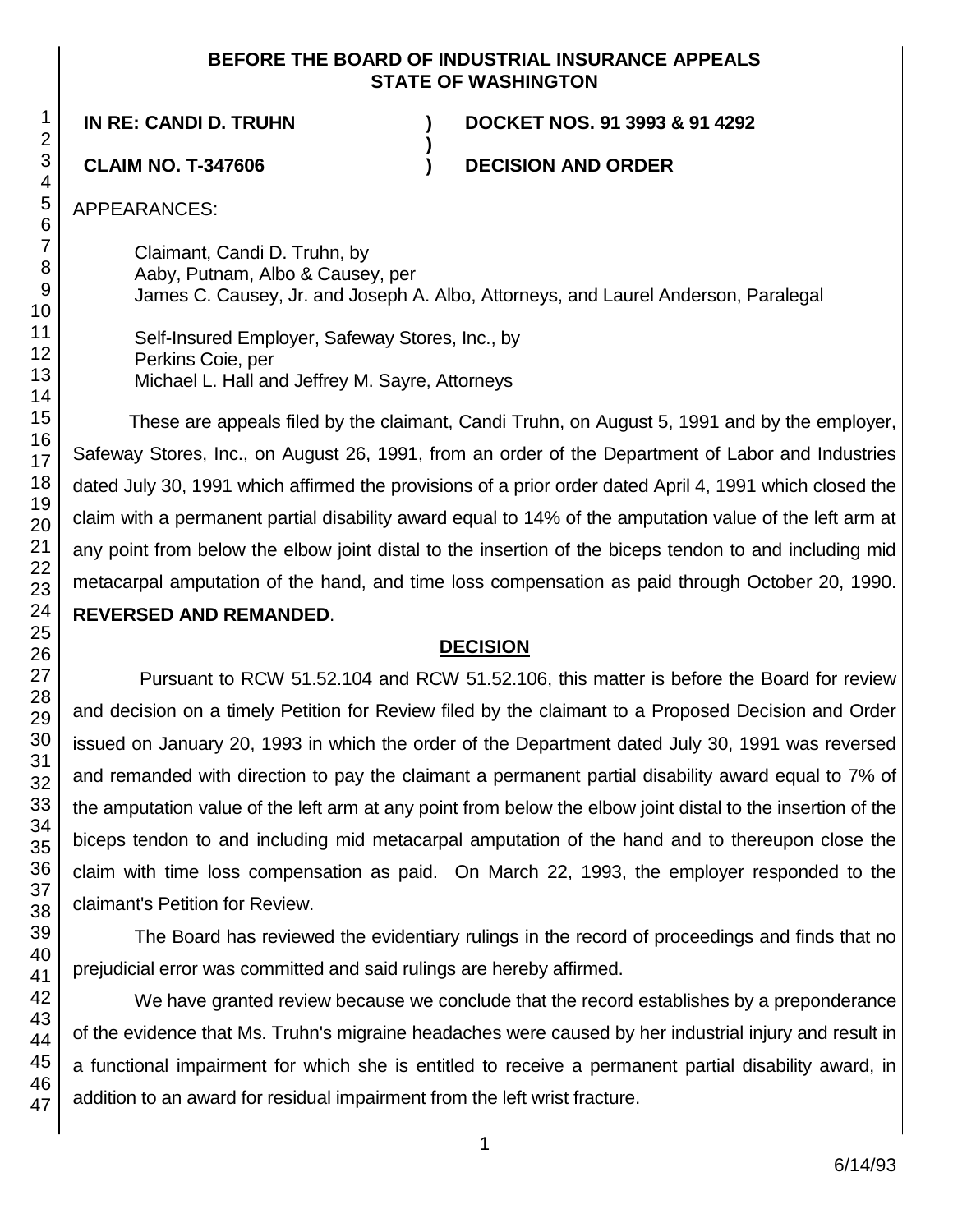**BEFORE THE BOARD OF INDUSTRIAL INSURANCE APPEALS STATE OF WASHINGTON**

| | | |
|---|---|---|
| **IN RE: CANDI D. TRUHN** | **)** | **DOCKET NOS. 91 3993 & 91 4292** |
| | **)** | |
| **CLAIM NO. T-347606** | **)** | **DECISION AND ORDER** |

APPEARANCES:

Claimant, Candi D. Truhn, by
Aaby, Putnam, Albo & Causey, per
James C. Causey, Jr. and Joseph A. Albo, Attorneys, and Laurel Anderson, Paralegal

Self-Insured Employer, Safeway Stores, Inc., by
Perkins Coie, per
Michael L. Hall and Jeffrey M. Sayre, Attorneys

These are appeals filed by the claimant, Candi Truhn, on August 5, 1991 and by the employer, Safeway Stores, Inc., on August 26, 1991, from an order of the Department of Labor and Industries dated July 30, 1991 which affirmed the provisions of a prior order dated April 4, 1991 which closed the claim with a permanent partial disability award equal to 14% of the amputation value of the left arm at any point from below the elbow joint distal to the insertion of the biceps tendon to and including mid metacarpal amputation of the hand, and time loss compensation as paid through October 20, 1990. **REVERSED AND REMANDED**.

## DECISION

Pursuant to RCW 51.52.104 and RCW 51.52.106, this matter is before the Board for review and decision on a timely Petition for Review filed by the claimant to a Proposed Decision and Order issued on January 20, 1993 in which the order of the Department dated July 30, 1991 was reversed and remanded with direction to pay the claimant a permanent partial disability award equal to 7% of the amputation value of the left arm at any point from below the elbow joint distal to the insertion of the biceps tendon to and including mid metacarpal amputation of the hand and to thereupon close the claim with time loss compensation as paid. On March 22, 1993, the employer responded to the claimant's Petition for Review.

The Board has reviewed the evidentiary rulings in the record of proceedings and finds that no prejudicial error was committed and said rulings are hereby affirmed.

We have granted review because we conclude that the record establishes by a preponderance of the evidence that Ms. Truhn's migraine headaches were caused by her industrial injury and result in a functional impairment for which she is entitled to receive a permanent partial disability award, in addition to an award for residual impairment from the left wrist fracture.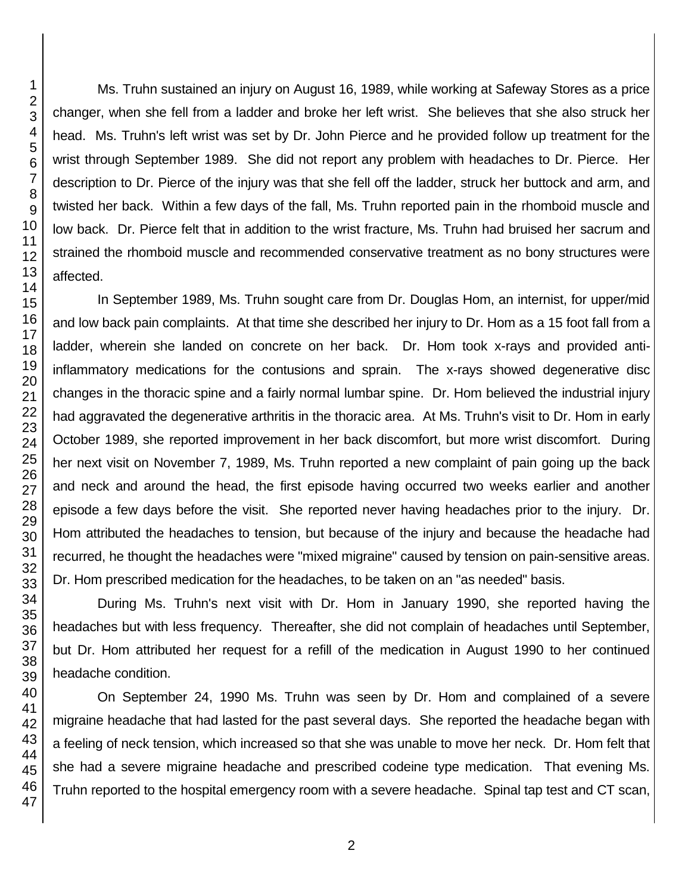Ms. Truhn sustained an injury on August 16, 1989, while working at Safeway Stores as a price changer, when she fell from a ladder and broke her left wrist. She believes that she also struck her head. Ms. Truhn's left wrist was set by Dr. John Pierce and he provided follow up treatment for the wrist through September 1989. She did not report any problem with headaches to Dr. Pierce. Her description to Dr. Pierce of the injury was that she fell off the ladder, struck her buttock and arm, and twisted her back. Within a few days of the fall, Ms. Truhn reported pain in the rhomboid muscle and low back. Dr. Pierce felt that in addition to the wrist fracture, Ms. Truhn had bruised her sacrum and strained the rhomboid muscle and recommended conservative treatment as no bony structures were affected.

In September 1989, Ms. Truhn sought care from Dr. Douglas Hom, an internist, for upper/mid and low back pain complaints. At that time she described her injury to Dr. Hom as a 15 foot fall from a ladder, wherein she landed on concrete on her back. Dr. Hom took x-rays and provided anti-inflammatory medications for the contusions and sprain. The x-rays showed degenerative disc changes in the thoracic spine and a fairly normal lumbar spine. Dr. Hom believed the industrial injury had aggravated the degenerative arthritis in the thoracic area. At Ms. Truhn's visit to Dr. Hom in early October 1989, she reported improvement in her back discomfort, but more wrist discomfort. During her next visit on November 7, 1989, Ms. Truhn reported a new complaint of pain going up the back and neck and around the head, the first episode having occurred two weeks earlier and another episode a few days before the visit. She reported never having headaches prior to the injury. Dr. Hom attributed the headaches to tension, but because of the injury and because the headache had recurred, he thought the headaches were "mixed migraine" caused by tension on pain-sensitive areas. Dr. Hom prescribed medication for the headaches, to be taken on an "as needed" basis.

During Ms. Truhn's next visit with Dr. Hom in January 1990, she reported having the headaches but with less frequency. Thereafter, she did not complain of headaches until September, but Dr. Hom attributed her request for a refill of the medication in August 1990 to her continued headache condition.

On September 24, 1990 Ms. Truhn was seen by Dr. Hom and complained of a severe migraine headache that had lasted for the past several days. She reported the headache began with a feeling of neck tension, which increased so that she was unable to move her neck. Dr. Hom felt that she had a severe migraine headache and prescribed codeine type medication. That evening Ms. Truhn reported to the hospital emergency room with a severe headache. Spinal tap test and CT scan,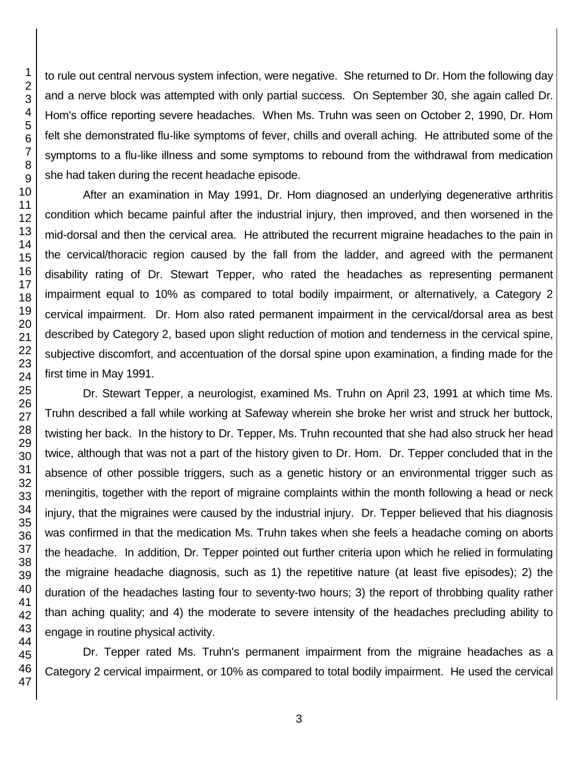to rule out central nervous system infection, were negative. She returned to Dr. Hom the following day and a nerve block was attempted with only partial success. On September 30, she again called Dr. Hom's office reporting severe headaches. When Ms. Truhn was seen on October 2, 1990, Dr. Hom felt she demonstrated flu-like symptoms of fever, chills and overall aching. He attributed some of the symptoms to a flu-like illness and some symptoms to rebound from the withdrawal from medication she had taken during the recent headache episode.

After an examination in May 1991, Dr. Hom diagnosed an underlying degenerative arthritis condition which became painful after the industrial injury, then improved, and then worsened in the mid-dorsal and then the cervical area. He attributed the recurrent migraine headaches to the pain in the cervical/thoracic region caused by the fall from the ladder, and agreed with the permanent disability rating of Dr. Stewart Tepper, who rated the headaches as representing permanent impairment equal to 10% as compared to total bodily impairment, or alternatively, a Category 2 cervical impairment. Dr. Hom also rated permanent impairment in the cervical/dorsal area as best described by Category 2, based upon slight reduction of motion and tenderness in the cervical spine, subjective discomfort, and accentuation of the dorsal spine upon examination, a finding made for the first time in May 1991.

Dr. Stewart Tepper, a neurologist, examined Ms. Truhn on April 23, 1991 at which time Ms. Truhn described a fall while working at Safeway wherein she broke her wrist and struck her buttock, twisting her back. In the history to Dr. Tepper, Ms. Truhn recounted that she had also struck her head twice, although that was not a part of the history given to Dr. Hom. Dr. Tepper concluded that in the absence of other possible triggers, such as a genetic history or an environmental trigger such as meningitis, together with the report of migraine complaints within the month following a head or neck injury, that the migraines were caused by the industrial injury. Dr. Tepper believed that his diagnosis was confirmed in that the medication Ms. Truhn takes when she feels a headache coming on aborts the headache. In addition, Dr. Tepper pointed out further criteria upon which he relied in formulating the migraine headache diagnosis, such as 1) the repetitive nature (at least five episodes); 2) the duration of the headaches lasting four to seventy-two hours; 3) the report of throbbing quality rather than aching quality; and 4) the moderate to severe intensity of the headaches precluding ability to engage in routine physical activity.

Dr. Tepper rated Ms. Truhn's permanent impairment from the migraine headaches as a Category 2 cervical impairment, or 10% as compared to total bodily impairment. He used the cervical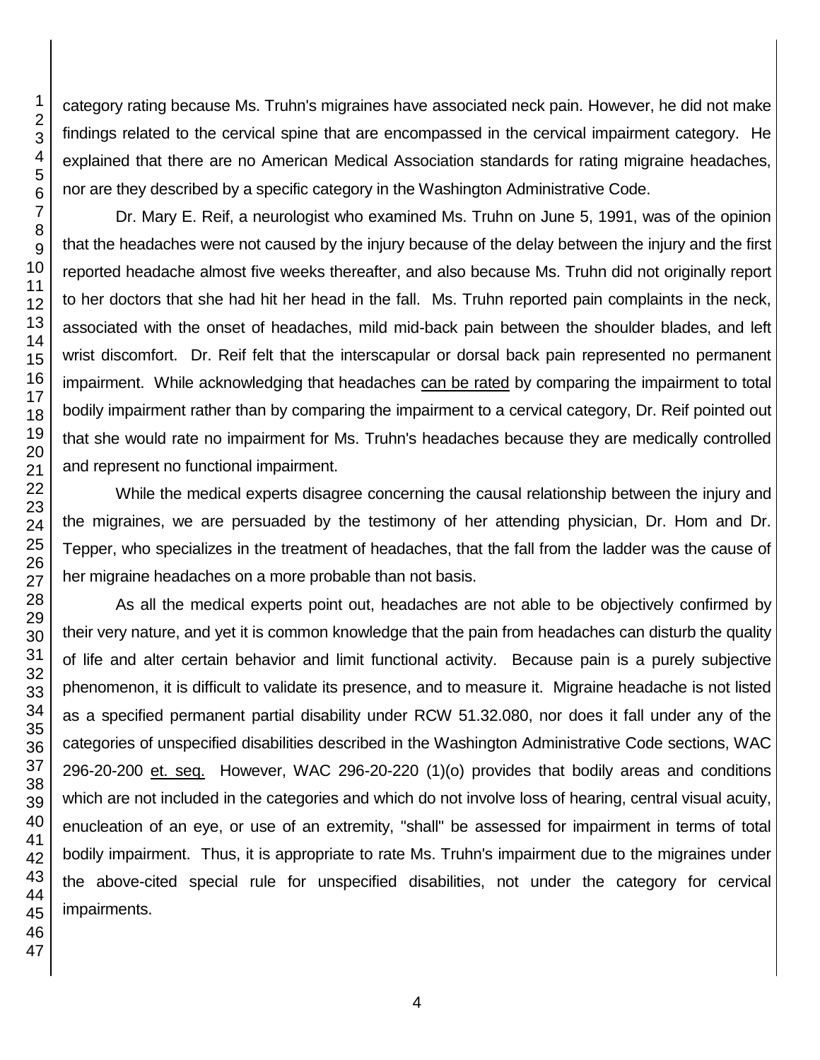category rating because Ms. Truhn's migraines have associated neck pain. However, he did not make findings related to the cervical spine that are encompassed in the cervical impairment category. He explained that there are no American Medical Association standards for rating migraine headaches, nor are they described by a specific category in the Washington Administrative Code.

Dr. Mary E. Reif, a neurologist who examined Ms. Truhn on June 5, 1991, was of the opinion that the headaches were not caused by the injury because of the delay between the injury and the first reported headache almost five weeks thereafter, and also because Ms. Truhn did not originally report to her doctors that she had hit her head in the fall. Ms. Truhn reported pain complaints in the neck, associated with the onset of headaches, mild mid-back pain between the shoulder blades, and left wrist discomfort. Dr. Reif felt that the interscapular or dorsal back pain represented no permanent impairment. While acknowledging that headaches can be rated by comparing the impairment to total bodily impairment rather than by comparing the impairment to a cervical category, Dr. Reif pointed out that she would rate no impairment for Ms. Truhn's headaches because they are medically controlled and represent no functional impairment.

While the medical experts disagree concerning the causal relationship between the injury and the migraines, we are persuaded by the testimony of her attending physician, Dr. Hom and Dr. Tepper, who specializes in the treatment of headaches, that the fall from the ladder was the cause of her migraine headaches on a more probable than not basis.

As all the medical experts point out, headaches are not able to be objectively confirmed by their very nature, and yet it is common knowledge that the pain from headaches can disturb the quality of life and alter certain behavior and limit functional activity. Because pain is a purely subjective phenomenon, it is difficult to validate its presence, and to measure it. Migraine headache is not listed as a specified permanent partial disability under RCW 51.32.080, nor does it fall under any of the categories of unspecified disabilities described in the Washington Administrative Code sections, WAC 296-20-200 et. seq. However, WAC 296-20-220 (1)(o) provides that bodily areas and conditions which are not included in the categories and which do not involve loss of hearing, central visual acuity, enucleation of an eye, or use of an extremity, "shall" be assessed for impairment in terms of total bodily impairment. Thus, it is appropriate to rate Ms. Truhn's impairment due to the migraines under the above-cited special rule for unspecified disabilities, not under the category for cervical impairments.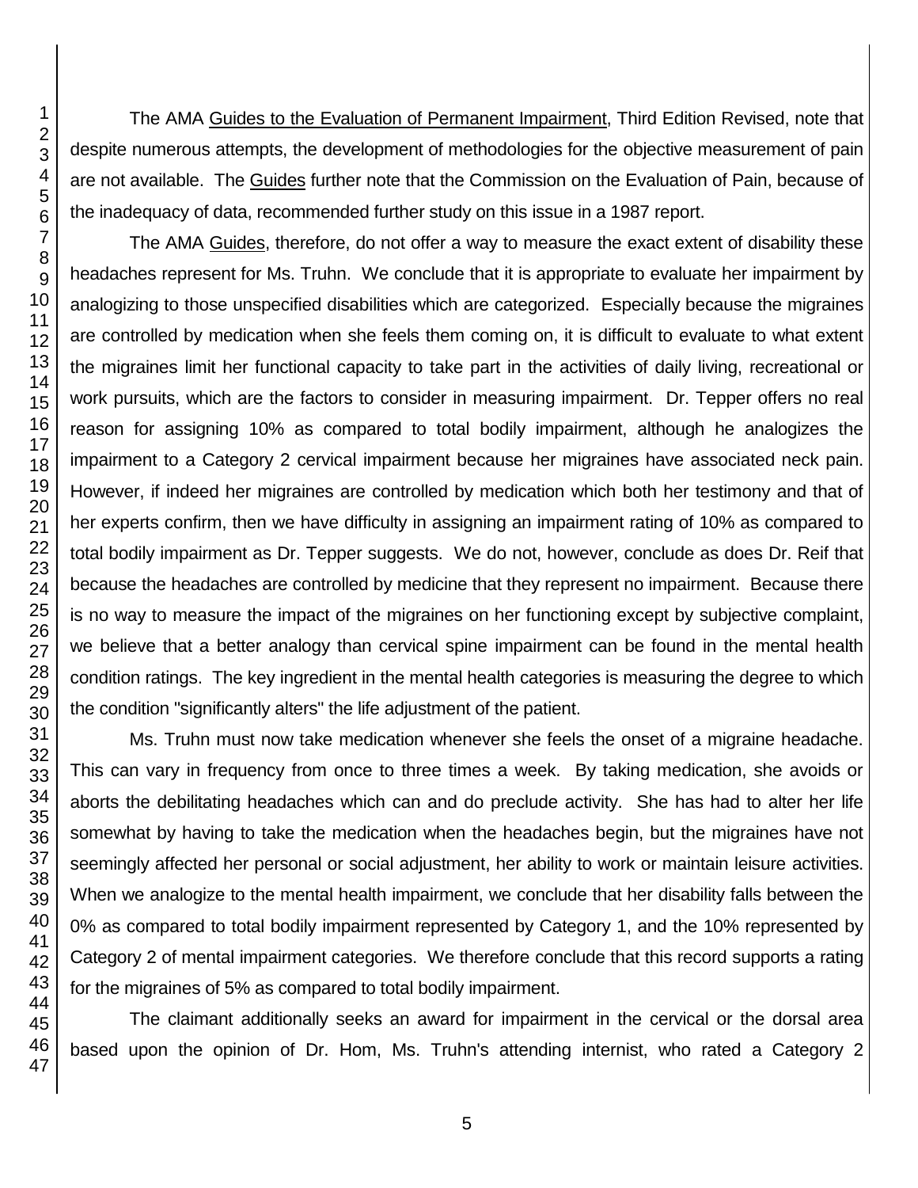The AMA Guides to the Evaluation of Permanent Impairment, Third Edition Revised, note that despite numerous attempts, the development of methodologies for the objective measurement of pain are not available. The Guides further note that the Commission on the Evaluation of Pain, because of the inadequacy of data, recommended further study on this issue in a 1987 report.

The AMA Guides, therefore, do not offer a way to measure the exact extent of disability these headaches represent for Ms. Truhn. We conclude that it is appropriate to evaluate her impairment by analogizing to those unspecified disabilities which are categorized. Especially because the migraines are controlled by medication when she feels them coming on, it is difficult to evaluate to what extent the migraines limit her functional capacity to take part in the activities of daily living, recreational or work pursuits, which are the factors to consider in measuring impairment. Dr. Tepper offers no real reason for assigning 10% as compared to total bodily impairment, although he analogizes the impairment to a Category 2 cervical impairment because her migraines have associated neck pain. However, if indeed her migraines are controlled by medication which both her testimony and that of her experts confirm, then we have difficulty in assigning an impairment rating of 10% as compared to total bodily impairment as Dr. Tepper suggests. We do not, however, conclude as does Dr. Reif that because the headaches are controlled by medicine that they represent no impairment. Because there is no way to measure the impact of the migraines on her functioning except by subjective complaint, we believe that a better analogy than cervical spine impairment can be found in the mental health condition ratings. The key ingredient in the mental health categories is measuring the degree to which the condition "significantly alters" the life adjustment of the patient.

Ms. Truhn must now take medication whenever she feels the onset of a migraine headache. This can vary in frequency from once to three times a week. By taking medication, she avoids or aborts the debilitating headaches which can and do preclude activity. She has had to alter her life somewhat by having to take the medication when the headaches begin, but the migraines have not seemingly affected her personal or social adjustment, her ability to work or maintain leisure activities. When we analogize to the mental health impairment, we conclude that her disability falls between the 0% as compared to total bodily impairment represented by Category 1, and the 10% represented by Category 2 of mental impairment categories. We therefore conclude that this record supports a rating for the migraines of 5% as compared to total bodily impairment.

The claimant additionally seeks an award for impairment in the cervical or the dorsal area based upon the opinion of Dr. Hom, Ms. Truhn's attending internist, who rated a Category 2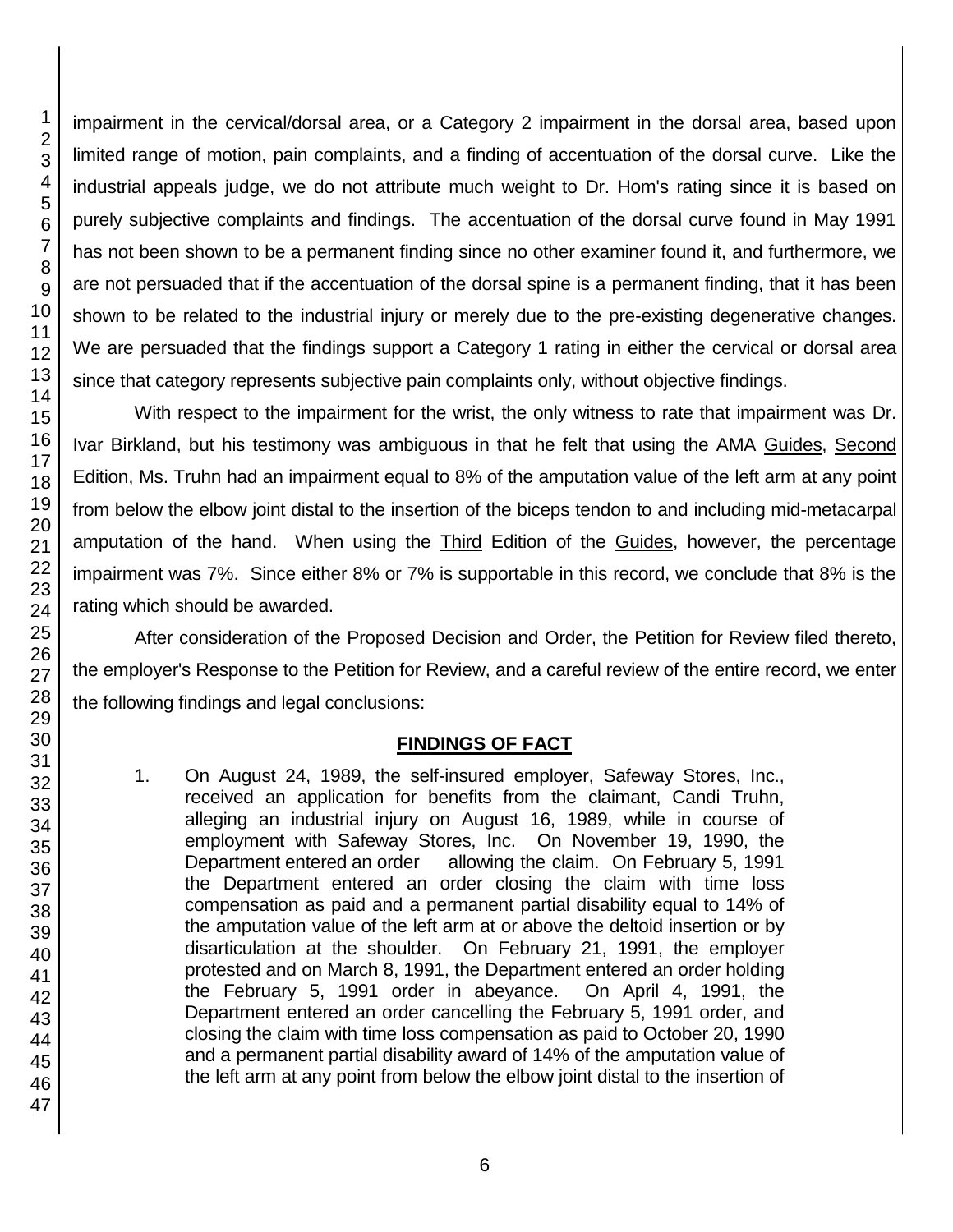impairment in the cervical/dorsal area, or a Category 2 impairment in the dorsal area, based upon limited range of motion, pain complaints, and a finding of accentuation of the dorsal curve. Like the industrial appeals judge, we do not attribute much weight to Dr. Hom's rating since it is based on purely subjective complaints and findings. The accentuation of the dorsal curve found in May 1991 has not been shown to be a permanent finding since no other examiner found it, and furthermore, we are not persuaded that if the accentuation of the dorsal spine is a permanent finding, that it has been shown to be related to the industrial injury or merely due to the pre-existing degenerative changes. We are persuaded that the findings support a Category 1 rating in either the cervical or dorsal area since that category represents subjective pain complaints only, without objective findings.

With respect to the impairment for the wrist, the only witness to rate that impairment was Dr. Ivar Birkland, but his testimony was ambiguous in that he felt that using the AMA Guides, Second Edition, Ms. Truhn had an impairment equal to 8% of the amputation value of the left arm at any point from below the elbow joint distal to the insertion of the biceps tendon to and including mid-metacarpal amputation of the hand. When using the Third Edition of the Guides, however, the percentage impairment was 7%. Since either 8% or 7% is supportable in this record, we conclude that 8% is the rating which should be awarded.

After consideration of the Proposed Decision and Order, the Petition for Review filed thereto, the employer's Response to the Petition for Review, and a careful review of the entire record, we enter the following findings and legal conclusions:

## FINDINGS OF FACT

1. On August 24, 1989, the self-insured employer, Safeway Stores, Inc., received an application for benefits from the claimant, Candi Truhn, alleging an industrial injury on August 16, 1989, while in course of employment with Safeway Stores, Inc. On November 19, 1990, the Department entered an order allowing the claim. On February 5, 1991 the Department entered an order closing the claim with time loss compensation as paid and a permanent partial disability equal to 14% of the amputation value of the left arm at or above the deltoid insertion or by disarticulation at the shoulder. On February 21, 1991, the employer protested and on March 8, 1991, the Department entered an order holding the February 5, 1991 order in abeyance. On April 4, 1991, the Department entered an order cancelling the February 5, 1991 order, and closing the claim with time loss compensation as paid to October 20, 1990 and a permanent partial disability award of 14% of the amputation value of the left arm at any point from below the elbow joint distal to the insertion of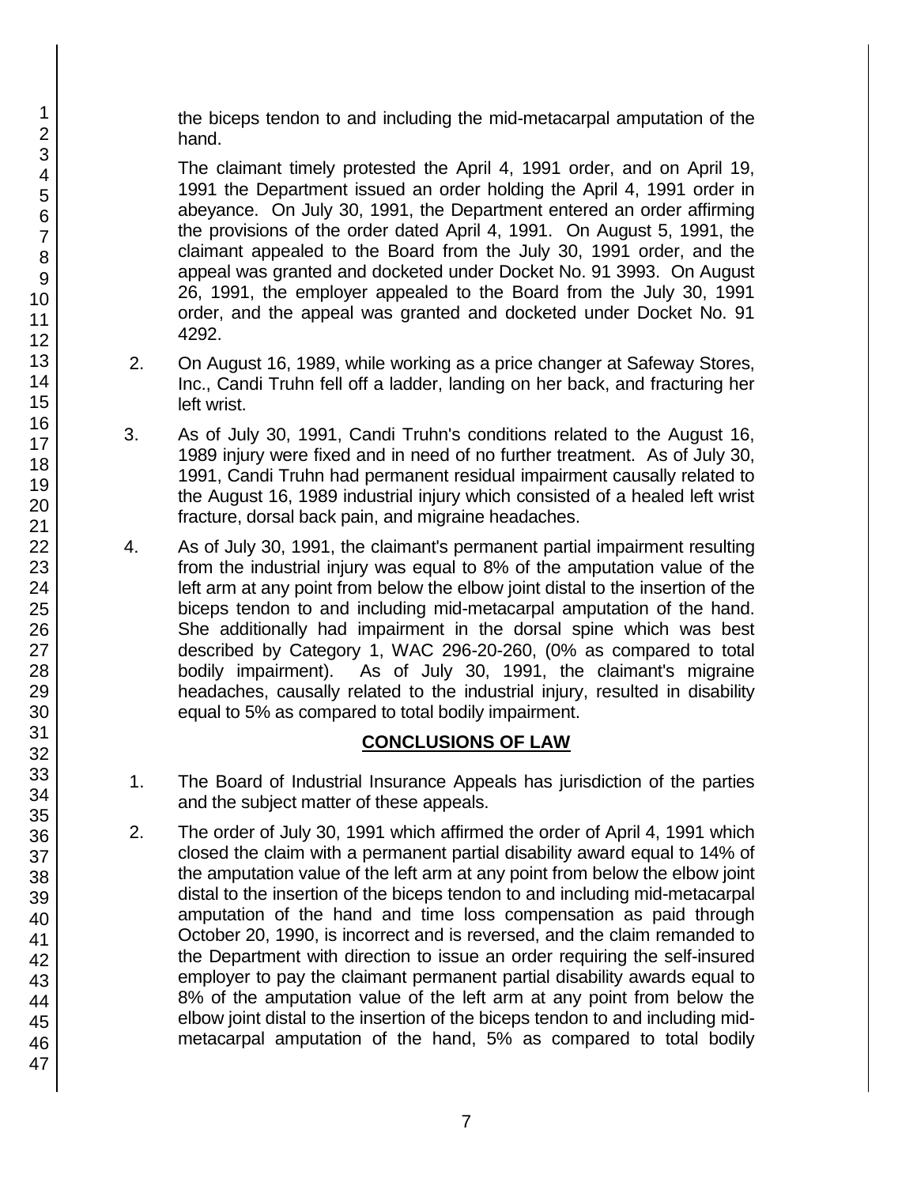the biceps tendon to and including the mid-metacarpal amputation of the hand.

The claimant timely protested the April 4, 1991 order, and on April 19, 1991 the Department issued an order holding the April 4, 1991 order in abeyance. On July 30, 1991, the Department entered an order affirming the provisions of the order dated April 4, 1991. On August 5, 1991, the claimant appealed to the Board from the July 30, 1991 order, and the appeal was granted and docketed under Docket No. 91 3993. On August 26, 1991, the employer appealed to the Board from the July 30, 1991 order, and the appeal was granted and docketed under Docket No. 91 4292.

2. On August 16, 1989, while working as a price changer at Safeway Stores, Inc., Candi Truhn fell off a ladder, landing on her back, and fracturing her left wrist.

3. As of July 30, 1991, Candi Truhn's conditions related to the August 16, 1989 injury were fixed and in need of no further treatment. As of July 30, 1991, Candi Truhn had permanent residual impairment causally related to the August 16, 1989 industrial injury which consisted of a healed left wrist fracture, dorsal back pain, and migraine headaches.

4. As of July 30, 1991, the claimant's permanent partial impairment resulting from the industrial injury was equal to 8% of the amputation value of the left arm at any point from below the elbow joint distal to the insertion of the biceps tendon to and including mid-metacarpal amputation of the hand. She additionally had impairment in the dorsal spine which was best described by Category 1, WAC 296-20-260, (0% as compared to total bodily impairment). As of July 30, 1991, the claimant's migraine headaches, causally related to the industrial injury, resulted in disability equal to 5% as compared to total bodily impairment.

## CONCLUSIONS OF LAW

1. The Board of Industrial Insurance Appeals has jurisdiction of the parties and the subject matter of these appeals.

2. The order of July 30, 1991 which affirmed the order of April 4, 1991 which closed the claim with a permanent partial disability award equal to 14% of the amputation value of the left arm at any point from below the elbow joint distal to the insertion of the biceps tendon to and including mid-metacarpal amputation of the hand and time loss compensation as paid through October 20, 1990, is incorrect and is reversed, and the claim remanded to the Department with direction to issue an order requiring the self-insured employer to pay the claimant permanent partial disability awards equal to 8% of the amputation value of the left arm at any point from below the elbow joint distal to the insertion of the biceps tendon to and including mid-metacarpal amputation of the hand, 5% as compared to total bodily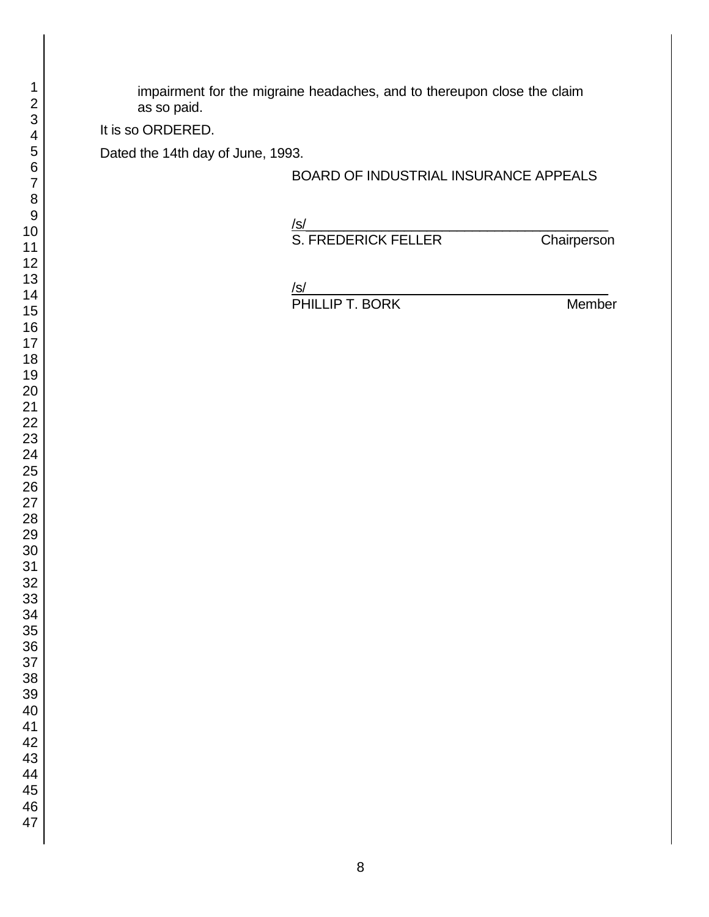impairment for the migraine headaches, and to thereupon close the claim as so paid.

It is so ORDERED.

Dated the 14th day of June, 1993.

BOARD OF INDUSTRIAL INSURANCE APPEALS

/s/
S. FREDERICK FELLER Chairperson

/s/
PHILLIP T. BORK Member